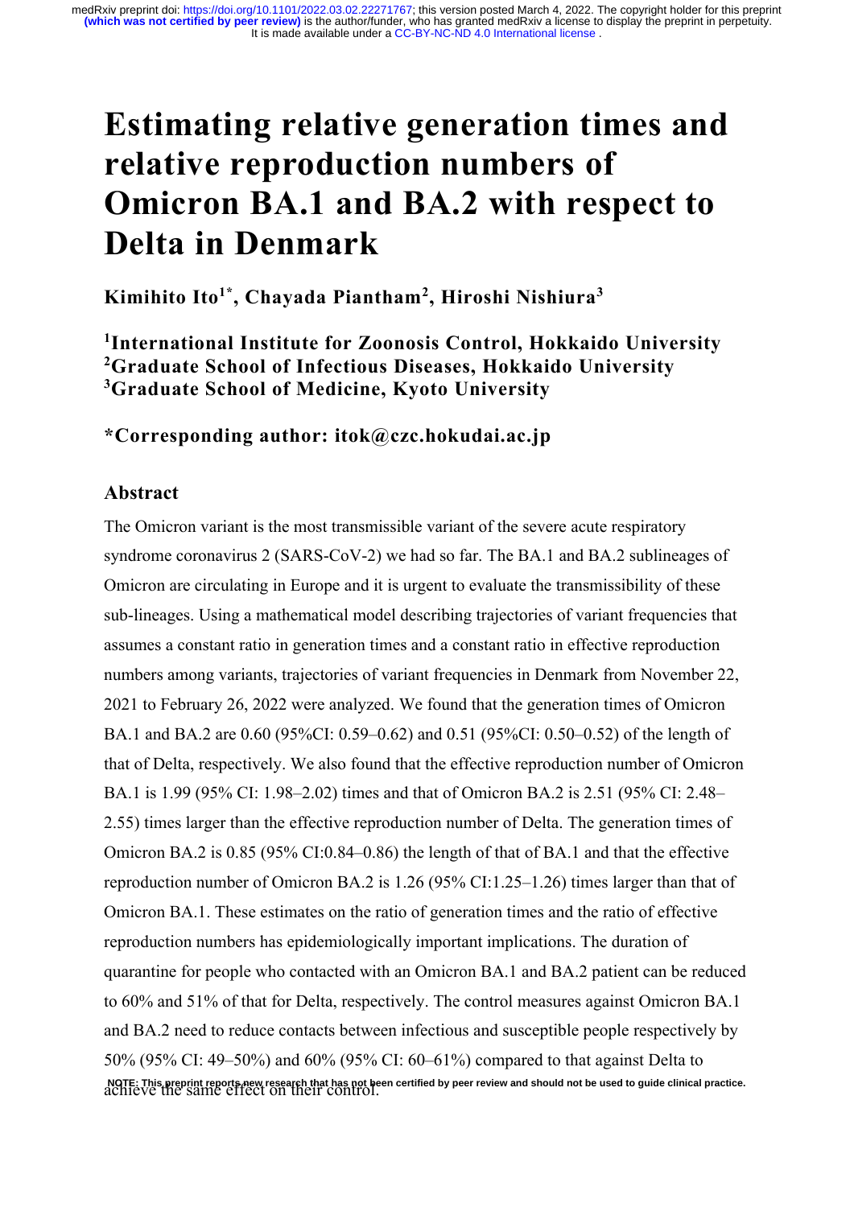# Estimating relative generation times and relative reproduction numbers of Omicron BA.1 and BA.2 with respect to Delta in Denmark

**Kimihito Ito[1*], Chayada Piantham[2], Hiroshi Nishiura[3]**

**[1]International Institute for Zoonosis Control, Hokkaido University**
**[2]Graduate School of Infectious Diseases, Hokkaido University**
**[3]Graduate School of Medicine, Kyoto University**

**\*Corresponding author: itok@czc.hokudai.ac.jp**

## Abstract

The Omicron variant is the most transmissible variant of the severe acute respiratory syndrome coronavirus 2 (SARS-CoV-2) we had so far. The BA.1 and BA.2 sublineages of Omicron are circulating in Europe and it is urgent to evaluate the transmissibility of these sub-lineages. Using a mathematical model describing trajectories of variant frequencies that assumes a constant ratio in generation times and a constant ratio in effective reproduction numbers among variants, trajectories of variant frequencies in Denmark from November 22, 2021 to February 26, 2022 were analyzed. We found that the generation times of Omicron BA.1 and BA.2 are 0.60 (95%CI: 0.59–0.62) and 0.51 (95%CI: 0.50–0.52) of the length of that of Delta, respectively. We also found that the effective reproduction number of Omicron BA.1 is 1.99 (95% CI: 1.98–2.02) times and that of Omicron BA.2 is 2.51 (95% CI: 2.48–2.55) times larger than the effective reproduction number of Delta. The generation times of Omicron BA.2 is 0.85 (95% CI:0.84–0.86) the length of that of BA.1 and that the effective reproduction number of Omicron BA.2 is 1.26 (95% CI:1.25–1.26) times larger than that of Omicron BA.1. These estimates on the ratio of generation times and the ratio of effective reproduction numbers has epidemiologically important implications. The duration of quarantine for people who contacted with an Omicron BA.1 and BA.2 patient can be reduced to 60% and 51% of that for Delta, respectively. The control measures against Omicron BA.1 and BA.2 need to reduce contacts between infectious and susceptible people respectively by 50% (95% CI: 49–50%) and 60% (95% CI: 60–61%) compared to that against Delta to achieve the same effect on their control.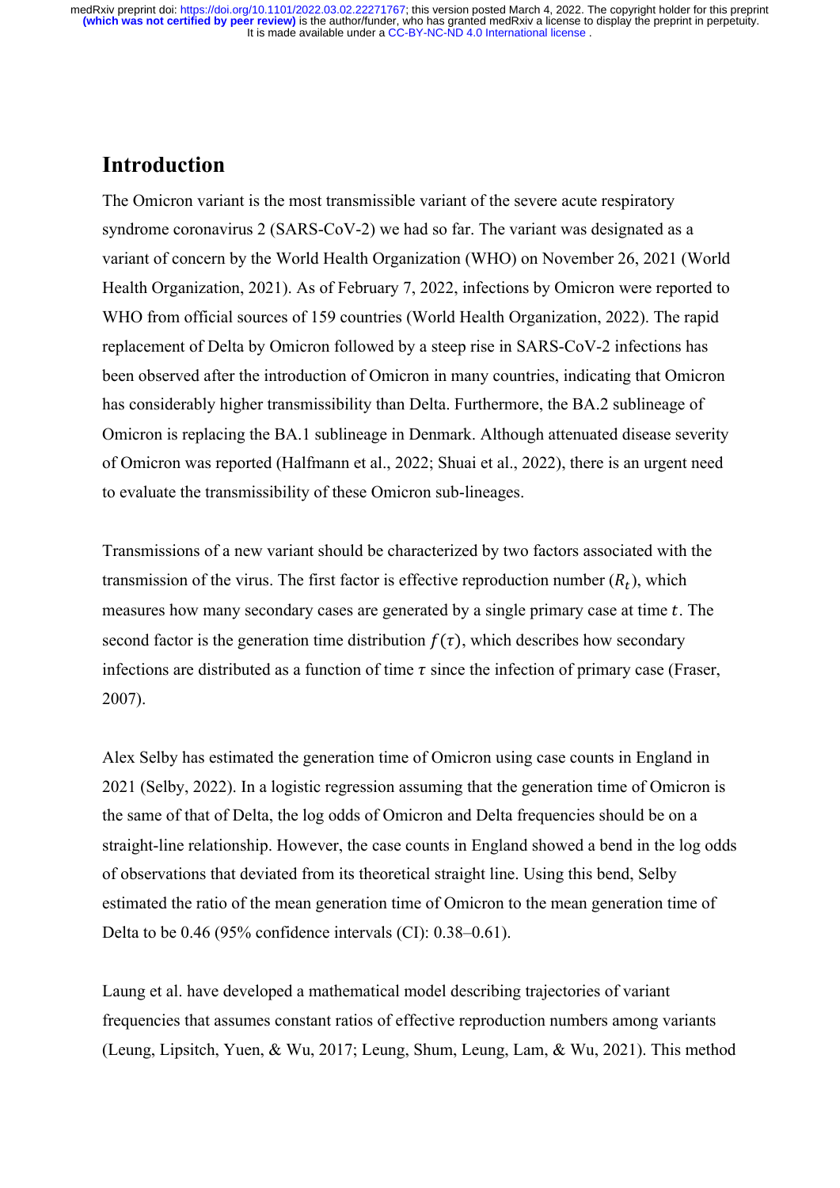## Introduction

The Omicron variant is the most transmissible variant of the severe acute respiratory syndrome coronavirus 2 (SARS-CoV-2) we had so far. The variant was designated as a variant of concern by the World Health Organization (WHO) on November 26, 2021 (World Health Organization, 2021). As of February 7, 2022, infections by Omicron were reported to WHO from official sources of 159 countries (World Health Organization, 2022). The rapid replacement of Delta by Omicron followed by a steep rise in SARS-CoV-2 infections has been observed after the introduction of Omicron in many countries, indicating that Omicron has considerably higher transmissibility than Delta. Furthermore, the BA.2 sublineage of Omicron is replacing the BA.1 sublineage in Denmark. Although attenuated disease severity of Omicron was reported (Halfmann et al., 2022; Shuai et al., 2022), there is an urgent need to evaluate the transmissibility of these Omicron sub-lineages.

Transmissions of a new variant should be characterized by two factors associated with the transmission of the virus. The first factor is effective reproduction number ($R_t$), which measures how many secondary cases are generated by a single primary case at time $t$. The second factor is the generation time distribution $f(\tau)$, which describes how secondary infections are distributed as a function of time $\tau$ since the infection of primary case (Fraser, 2007).

Alex Selby has estimated the generation time of Omicron using case counts in England in 2021 (Selby, 2022). In a logistic regression assuming that the generation time of Omicron is the same of that of Delta, the log odds of Omicron and Delta frequencies should be on a straight-line relationship. However, the case counts in England showed a bend in the log odds of observations that deviated from its theoretical straight line. Using this bend, Selby estimated the ratio of the mean generation time of Omicron to the mean generation time of Delta to be 0.46 (95% confidence intervals (CI): 0.38–0.61).

Laung et al. have developed a mathematical model describing trajectories of variant frequencies that assumes constant ratios of effective reproduction numbers among variants (Leung, Lipsitch, Yuen, & Wu, 2017; Leung, Shum, Leung, Lam, & Wu, 2021). This method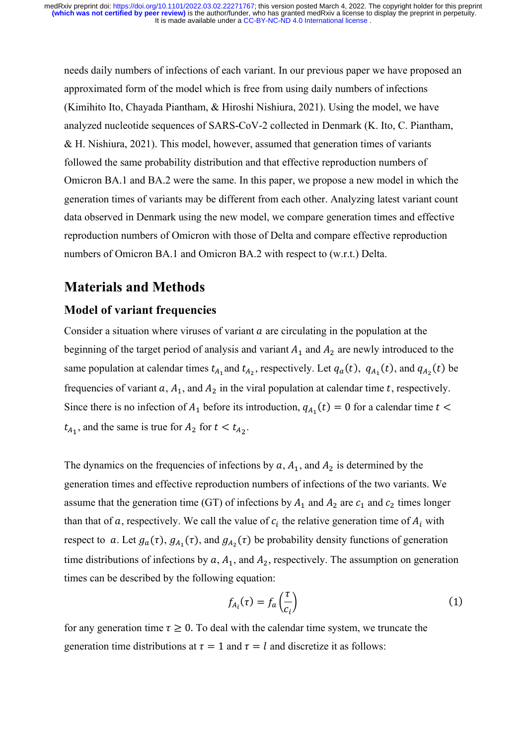needs daily numbers of infections of each variant. In our previous paper we have proposed an approximated form of the model which is free from using daily numbers of infections (Kimihito Ito, Chayada Piantham, & Hiroshi Nishiura, 2021). Using the model, we have analyzed nucleotide sequences of SARS-CoV-2 collected in Denmark (K. Ito, C. Piantham, & H. Nishiura, 2021). This model, however, assumed that generation times of variants followed the same probability distribution and that effective reproduction numbers of Omicron BA.1 and BA.2 were the same. In this paper, we propose a new model in which the generation times of variants may be different from each other. Analyzing latest variant count data observed in Denmark using the new model, we compare generation times and effective reproduction numbers of Omicron with those of Delta and compare effective reproduction numbers of Omicron BA.1 and Omicron BA.2 with respect to (w.r.t.) Delta.

## Materials and Methods

### Model of variant frequencies

Consider a situation where viruses of variant $a$ are circulating in the population at the beginning of the target period of analysis and variant $A_1$ and $A_2$ are newly introduced to the same population at calendar times $t_{A_1}$ and $t_{A_2}$, respectively. Let $q_a(t)$, $q_{A_1}(t)$, and $q_{A_2}(t)$ be frequencies of variant $a$, $A_1$, and $A_2$ in the viral population at calendar time $t$, respectively. Since there is no infection of $A_1$ before its introduction, $q_{A_1}(t) = 0$ for a calendar time $t < t_{A_1}$, and the same is true for $A_2$ for $t < t_{A_2}$.

The dynamics on the frequencies of infections by $a$, $A_1$, and $A_2$ is determined by the generation times and effective reproduction numbers of infections of the two variants. We assume that the generation time (GT) of infections by $A_1$ and $A_2$ are $c_1$ and $c_2$ times longer than that of $a$, respectively. We call the value of $c_i$ the relative generation time of $A_i$ with respect to $a$. Let $g_a(\tau)$, $g_{A_1}(\tau)$, and $g_{A_2}(\tau)$ be probability density functions of generation time distributions of infections by $a$, $A_1$, and $A_2$, respectively. The assumption on generation times can be described by the following equation:

$$f_{A_i}(\tau) = f_a\left(\frac{\tau}{c_i}\right) \tag{1}$$

for any generation time $\tau \geq 0$. To deal with the calendar time system, we truncate the generation time distributions at $\tau = 1$ and $\tau = l$ and discretize it as follows: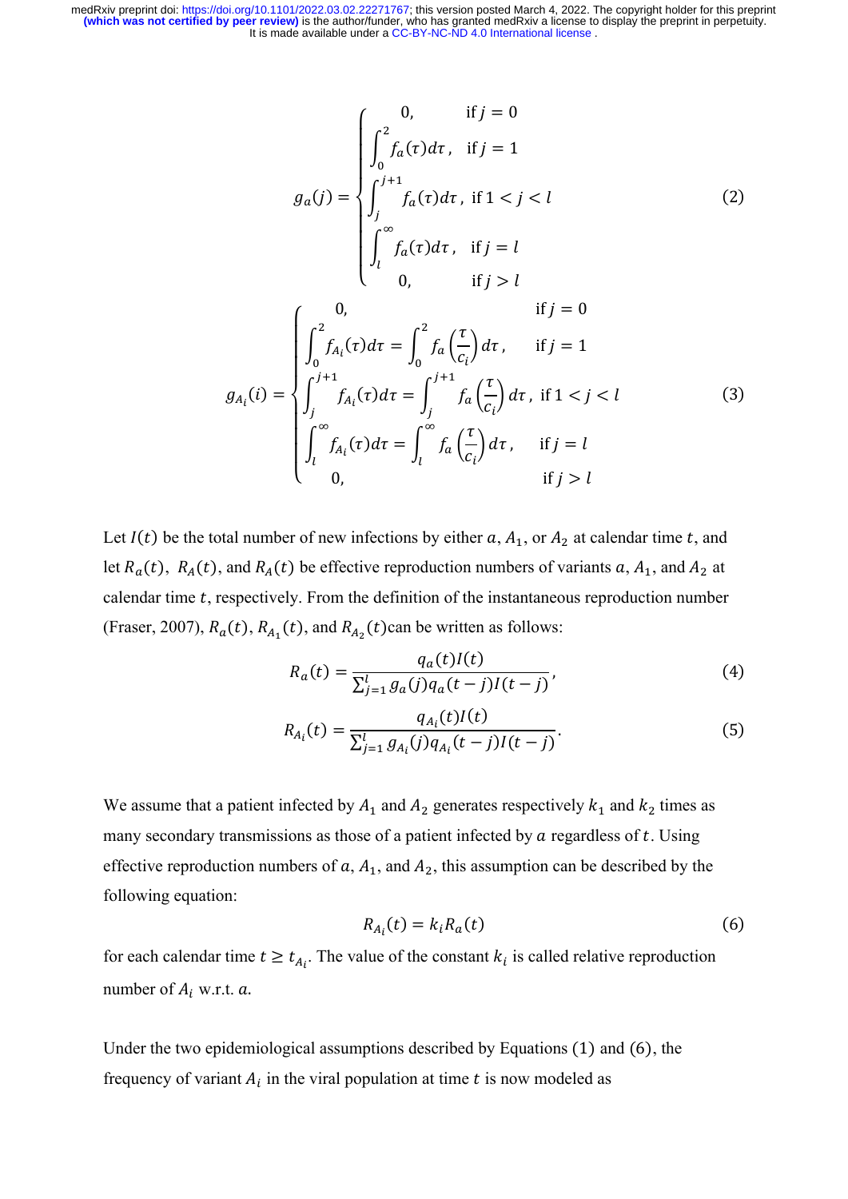$$g_a(j) = \begin{cases} 0, & \text{if } j = 0 \\ \int_0^2 f_a(\tau)d\tau, & \text{if } j = 1 \\ \int_j^{j+1} f_a(\tau)d\tau, & \text{if } 1 < j < l \\ \int_l^\infty f_a(\tau)d\tau, & \text{if } j = l \\ 0, & \text{if } j > l \end{cases} \tag{2}$$

$$g_{A_i}(i) = \begin{cases} 0, & \text{if } j = 0 \\ \int_0^2 f_{A_i}(\tau)d\tau = \int_0^2 f_a\left(\frac{\tau}{c_i}\right)d\tau, & \text{if } j = 1 \\ \int_j^{j+1} f_{A_i}(\tau)d\tau = \int_j^{j+1} f_a\left(\frac{\tau}{c_i}\right)d\tau, & \text{if } 1 < j < l \\ \int_l^\infty f_{A_i}(\tau)d\tau = \int_l^\infty f_a\left(\frac{\tau}{c_i}\right)d\tau, & \text{if } j = l \\ 0, & \text{if } j > l \end{cases} \tag{3}$$

Let $I(t)$ be the total number of new infections by either $a$, $A_1$, or $A_2$ at calendar time $t$, and let $R_a(t)$, $R_A(t)$, and $R_A(t)$ be effective reproduction numbers of variants $a$, $A_1$, and $A_2$ at calendar time $t$, respectively. From the definition of the instantaneous reproduction number (Fraser, 2007), $R_a(t)$, $R_{A_1}(t)$, and $R_{A_2}(t)$can be written as follows:

$$R_a(t) = \frac{q_a(t)I(t)}{\sum_{j=1}^{l} g_a(j)q_a(t-j)I(t-j)}, \tag{4}$$

$$R_{A_i}(t) = \frac{q_{A_i}(t)I(t)}{\sum_{j=1}^{l} g_{A_i}(j)q_{A_i}(t-j)I(t-j)}. \tag{5}$$

We assume that a patient infected by $A_1$ and $A_2$ generates respectively $k_1$ and $k_2$ times as many secondary transmissions as those of a patient infected by $a$ regardless of $t$. Using effective reproduction numbers of $a$, $A_1$, and $A_2$, this assumption can be described by the following equation:

$$R_{A_i}(t) = k_i R_a(t) \tag{6}$$

for each calendar time $t \geq t_{A_i}$. The value of the constant $k_i$ is called relative reproduction number of $A_i$ w.r.t. $a$.

Under the two epidemiological assumptions described by Equations (1) and (6), the frequency of variant $A_i$ in the viral population at time $t$ is now modeled as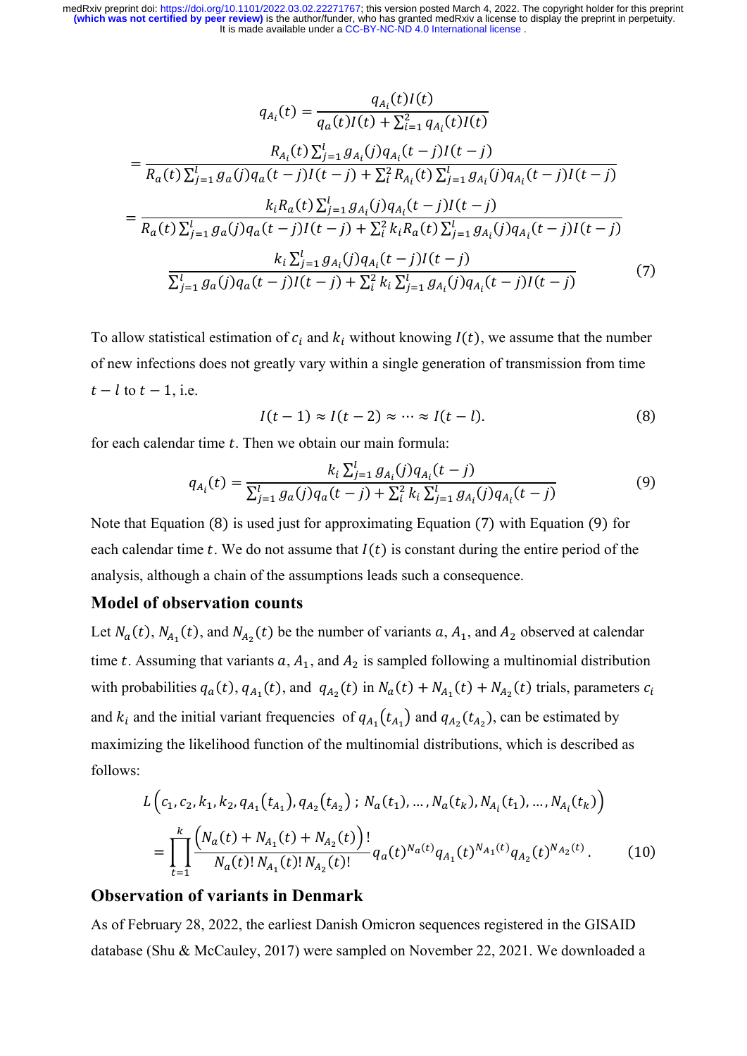$$q_{A_i}(t) = \frac{q_{A_i}(t)I(t)}{q_a(t)I(t) + \sum_{i=1}^{2} q_{A_i}(t)I(t)}$$

$$= \frac{R_{A_i}(t)\sum_{j=1}^{l} g_{A_i}(j)q_{A_i}(t-j)I(t-j)}{R_a(t)\sum_{j=1}^{l} g_a(j)q_a(t-j)I(t-j) + \sum_i^2 R_{A_i}(t)\sum_{j=1}^{l} g_{A_i}(j)q_{A_i}(t-j)I(t-j)}$$

$$= \frac{k_i R_a(t)\sum_{j=1}^{l} g_{A_i}(j)q_{A_i}(t-j)I(t-j)}{R_a(t)\sum_{j=1}^{l} g_a(j)q_a(t-j)I(t-j) + \sum_i^2 k_i R_a(t)\sum_{j=1}^{l} g_{A_i}(j)q_{A_i}(t-j)I(t-j)}$$

$$\frac{k_i \sum_{j=1}^{l} g_{A_i}(j)q_{A_i}(t-j)I(t-j)}{\sum_{j=1}^{l} g_a(j)q_a(t-j)I(t-j) + \sum_i^2 k_i \sum_{j=1}^{l} g_{A_i}(j)q_{A_i}(t-j)I(t-j)} \tag{7}$$

To allow statistical estimation of $c_i$ and $k_i$ without knowing $I(t)$, we assume that the number of new infections does not greatly vary within a single generation of transmission from time $t-l$ to $t-1$, i.e.

$$I(t-1) \approx I(t-2) \approx \cdots \approx I(t-l). \tag{8}$$

for each calendar time $t$. Then we obtain our main formula:

$$q_{A_i}(t) = \frac{k_i \sum_{j=1}^{l} g_{A_i}(j)q_{A_i}(t-j)}{\sum_{j=1}^{l} g_a(j)q_a(t-j) + \sum_i^2 k_i \sum_{j=1}^{l} g_{A_i}(j)q_{A_i}(t-j)} \tag{9}$$

Note that Equation (8) is used just for approximating Equation (7) with Equation (9) for each calendar time $t$. We do not assume that $I(t)$ is constant during the entire period of the analysis, although a chain of the assumptions leads such a consequence.

## Model of observation counts

Let $N_a(t)$, $N_{A_1}(t)$, and $N_{A_2}(t)$ be the number of variants $a$, $A_1$, and $A_2$ observed at calendar time $t$. Assuming that variants $a$, $A_1$, and $A_2$ is sampled following a multinomial distribution with probabilities $q_a(t)$, $q_{A_1}(t)$, and $q_{A_2}(t)$ in $N_a(t) + N_{A_1}(t) + N_{A_2}(t)$ trials, parameters $c_i$ and $k_i$ and the initial variant frequencies of $q_{A_1}(t_{A_1})$ and $q_{A_2}(t_{A_2})$, can be estimated by maximizing the likelihood function of the multinomial distributions, which is described as follows:

$$L\left(c_1, c_2, k_1, k_2, q_{A_1}(t_{A_1}), q_{A_2}(t_{A_2})\,;\, N_a(t_1), \ldots, N_a(t_k), N_{A_i}(t_1), \ldots, N_{A_i}(t_k)\right)$$

$$= \prod_{t=1}^{k} \frac{\left(N_a(t) + N_{A_1}(t) + N_{A_2}(t)\right)!}{N_a(t)!\, N_{A_1}(t)!\, N_{A_2}(t)!} q_a(t)^{N_a(t)} q_{A_1}(t)^{N_{A_1}(t)} q_{A_2}(t)^{N_{A_2}(t)}. \tag{10}$$

## Observation of variants in Denmark

As of February 28, 2022, the earliest Danish Omicron sequences registered in the GISAID database (Shu & McCauley, 2017) were sampled on November 22, 2021. We downloaded a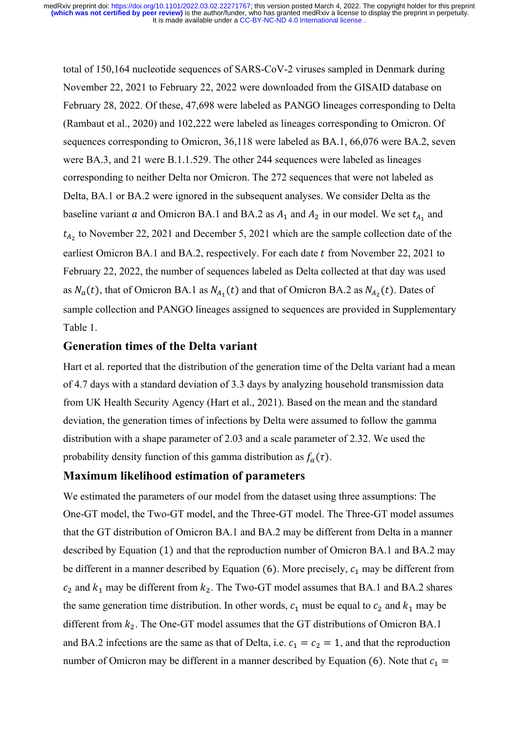total of 150,164 nucleotide sequences of SARS-CoV-2 viruses sampled in Denmark during November 22, 2021 to February 22, 2022 were downloaded from the GISAID database on February 28, 2022. Of these, 47,698 were labeled as PANGO lineages corresponding to Delta (Rambaut et al., 2020) and 102,222 were labeled as lineages corresponding to Omicron. Of sequences corresponding to Omicron, 36,118 were labeled as BA.1, 66,076 were BA.2, seven were BA.3, and 21 were B.1.1.529. The other 244 sequences were labeled as lineages corresponding to neither Delta nor Omicron. The 272 sequences that were not labeled as Delta, BA.1 or BA.2 were ignored in the subsequent analyses. We consider Delta as the baseline variant $a$ and Omicron BA.1 and BA.2 as $A_1$ and $A_2$ in our model. We set $t_{A_1}$ and $t_{A_2}$ to November 22, 2021 and December 5, 2021 which are the sample collection date of the earliest Omicron BA.1 and BA.2, respectively. For each date $t$ from November 22, 2021 to February 22, 2022, the number of sequences labeled as Delta collected at that day was used as $N_a(t)$, that of Omicron BA.1 as $N_{A_1}(t)$ and that of Omicron BA.2 as $N_{A_2}(t)$. Dates of sample collection and PANGO lineages assigned to sequences are provided in Supplementary Table 1.

## Generation times of the Delta variant

Hart et al. reported that the distribution of the generation time of the Delta variant had a mean of 4.7 days with a standard deviation of 3.3 days by analyzing household transmission data from UK Health Security Agency (Hart et al., 2021). Based on the mean and the standard deviation, the generation times of infections by Delta were assumed to follow the gamma distribution with a shape parameter of 2.03 and a scale parameter of 2.32. We used the probability density function of this gamma distribution as $f_a(\tau)$.

## Maximum likelihood estimation of parameters

We estimated the parameters of our model from the dataset using three assumptions: The One-GT model, the Two-GT model, and the Three-GT model. The Three-GT model assumes that the GT distribution of Omicron BA.1 and BA.2 may be different from Delta in a manner described by Equation (1) and that the reproduction number of Omicron BA.1 and BA.2 may be different in a manner described by Equation (6). More precisely, $c_1$ may be different from $c_2$ and $k_1$ may be different from $k_2$. The Two-GT model assumes that BA.1 and BA.2 shares the same generation time distribution. In other words, $c_1$ must be equal to $c_2$ and $k_1$ may be different from $k_2$. The One-GT model assumes that the GT distributions of Omicron BA.1 and BA.2 infections are the same as that of Delta, i.e. $c_1 = c_2 = 1$, and that the reproduction number of Omicron may be different in a manner described by Equation (6). Note that $c_1 =$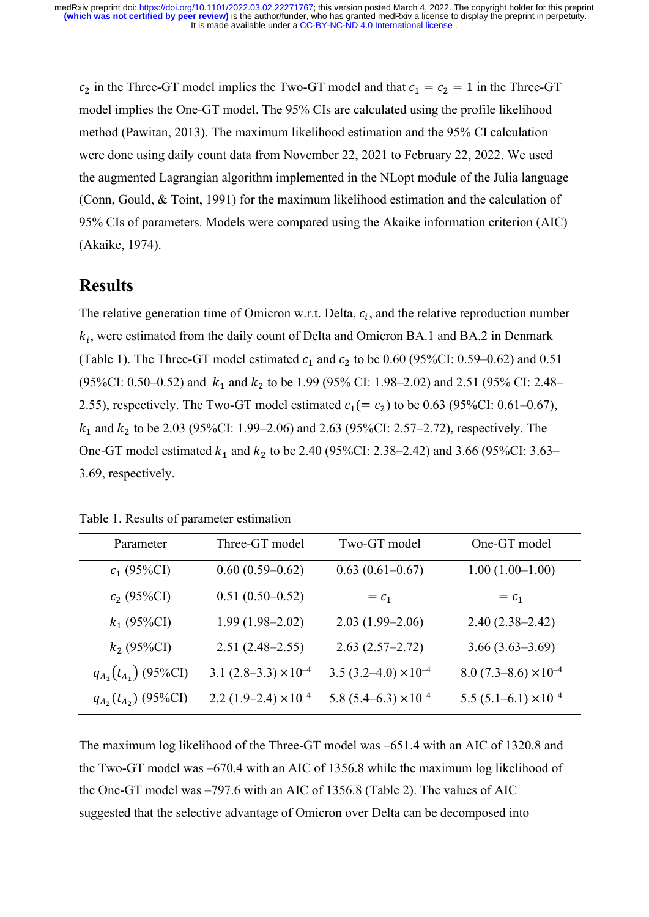$c_2$ in the Three-GT model implies the Two-GT model and that $c_1 = c_2 = 1$ in the Three-GT model implies the One-GT model. The 95% CIs are calculated using the profile likelihood method (Pawitan, 2013). The maximum likelihood estimation and the 95% CI calculation were done using daily count data from November 22, 2021 to February 22, 2022. We used the augmented Lagrangian algorithm implemented in the NLopt module of the Julia language (Conn, Gould, & Toint, 1991) for the maximum likelihood estimation and the calculation of 95% CIs of parameters. Models were compared using the Akaike information criterion (AIC) (Akaike, 1974).

## Results

The relative generation time of Omicron w.r.t. Delta, $c_i$, and the relative reproduction number $k_i$, were estimated from the daily count of Delta and Omicron BA.1 and BA.2 in Denmark (Table 1). The Three-GT model estimated $c_1$ and $c_2$ to be 0.60 (95%CI: 0.59–0.62) and 0.51 (95%CI: 0.50–0.52) and $k_1$ and $k_2$ to be 1.99 (95% CI: 1.98–2.02) and 2.51 (95% CI: 2.48–2.55), respectively. The Two-GT model estimated $c_1 (= c_2)$ to be 0.63 (95%CI: 0.61–0.67), $k_1$ and $k_2$ to be 2.03 (95%CI: 1.99–2.06) and 2.63 (95%CI: 2.57–2.72), respectively. The One-GT model estimated $k_1$ and $k_2$ to be 2.40 (95%CI: 2.38–2.42) and 3.66 (95%CI: 3.63–3.69, respectively.

Table 1. Results of parameter estimation

| Parameter | Three-GT model | Two-GT model | One-GT model |
|---|---|---|---|
| $c_1$ (95%CI) | 0.60 (0.59–0.62) | 0.63 (0.61–0.67) | 1.00 (1.00–1.00) |
| $c_2$ (95%CI) | 0.51 (0.50–0.52) | $= c_1$ | $= c_1$ |
| $k_1$ (95%CI) | 1.99 (1.98–2.02) | 2.03 (1.99–2.06) | 2.40 (2.38–2.42) |
| $k_2$ (95%CI) | 2.51 (2.48–2.55) | 2.63 (2.57–2.72) | 3.66 (3.63–3.69) |
| $q_{A_1}(t_{A_1})$ (95%CI) | 3.1 (2.8–3.3) $\times 10^{-4}$ | 3.5 (3.2–4.0) $\times 10^{-4}$ | 8.0 (7.3–8.6) $\times 10^{-4}$ |
| $q_{A_2}(t_{A_2})$ (95%CI) | 2.2 (1.9–2.4) $\times 10^{-4}$ | 5.8 (5.4–6.3) $\times 10^{-4}$ | 5.5 (5.1–6.1) $\times 10^{-4}$ |

The maximum log likelihood of the Three-GT model was –651.4 with an AIC of 1320.8 and the Two-GT model was –670.4 with an AIC of 1356.8 while the maximum log likelihood of the One-GT model was –797.6 with an AIC of 1356.8 (Table 2). The values of AIC suggested that the selective advantage of Omicron over Delta can be decomposed into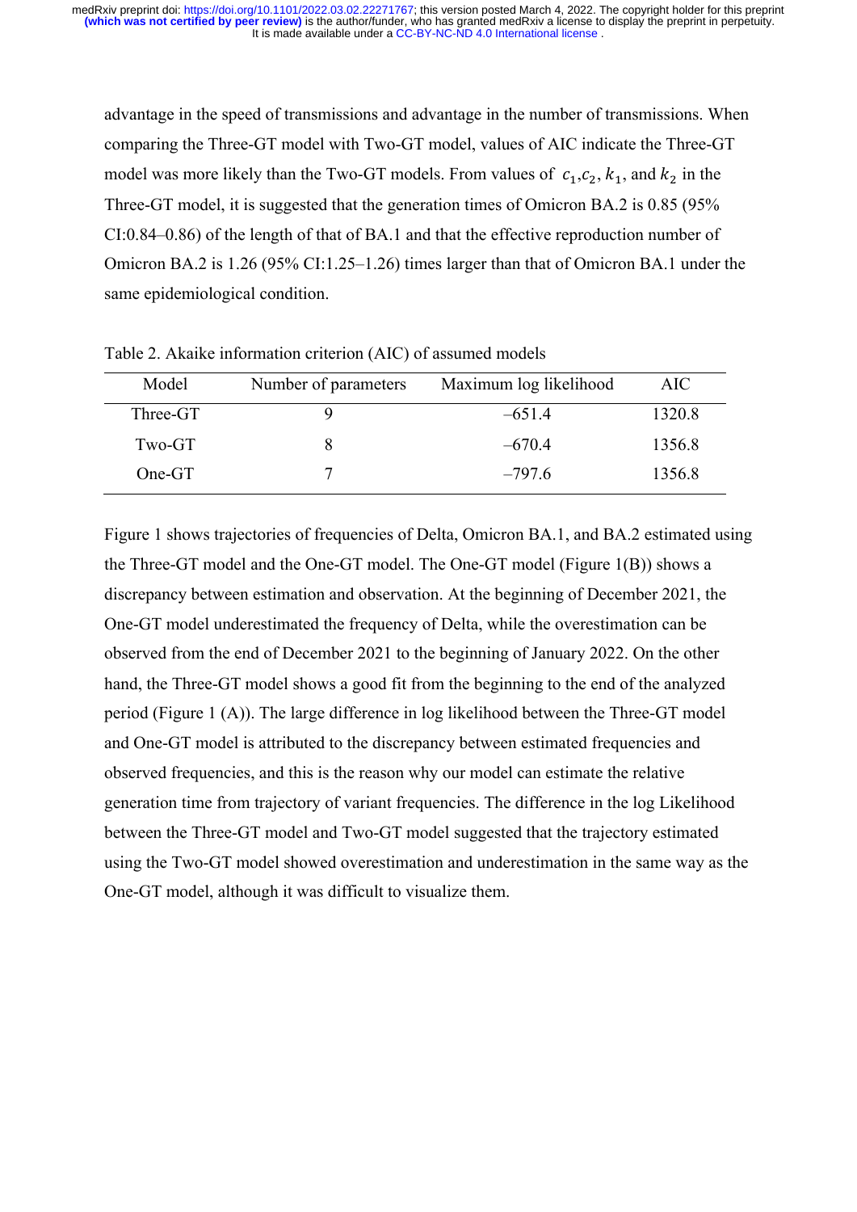advantage in the speed of transmissions and advantage in the number of transmissions. When comparing the Three-GT model with Two-GT model, values of AIC indicate the Three-GT model was more likely than the Two-GT models. From values of $c_1$,$c_2$, $k_1$, and $k_2$ in the Three-GT model, it is suggested that the generation times of Omicron BA.2 is 0.85 (95% CI:0.84–0.86) of the length of that of BA.1 and that the effective reproduction number of Omicron BA.2 is 1.26 (95% CI:1.25–1.26) times larger than that of Omicron BA.1 under the same epidemiological condition.

Table 2. Akaike information criterion (AIC) of assumed models

| Model | Number of parameters | Maximum log likelihood | AIC |
|---|---|---|---|
| Three-GT | 9 | –651.4 | 1320.8 |
| Two-GT | 8 | –670.4 | 1356.8 |
| One-GT | 7 | –797.6 | 1356.8 |

Figure 1 shows trajectories of frequencies of Delta, Omicron BA.1, and BA.2 estimated using the Three-GT model and the One-GT model. The One-GT model (Figure 1(B)) shows a discrepancy between estimation and observation. At the beginning of December 2021, the One-GT model underestimated the frequency of Delta, while the overestimation can be observed from the end of December 2021 to the beginning of January 2022. On the other hand, the Three-GT model shows a good fit from the beginning to the end of the analyzed period (Figure 1 (A)). The large difference in log likelihood between the Three-GT model and One-GT model is attributed to the discrepancy between estimated frequencies and observed frequencies, and this is the reason why our model can estimate the relative generation time from trajectory of variant frequencies. The difference in the log Likelihood between the Three-GT model and Two-GT model suggested that the trajectory estimated using the Two-GT model showed overestimation and underestimation in the same way as the One-GT model, although it was difficult to visualize them.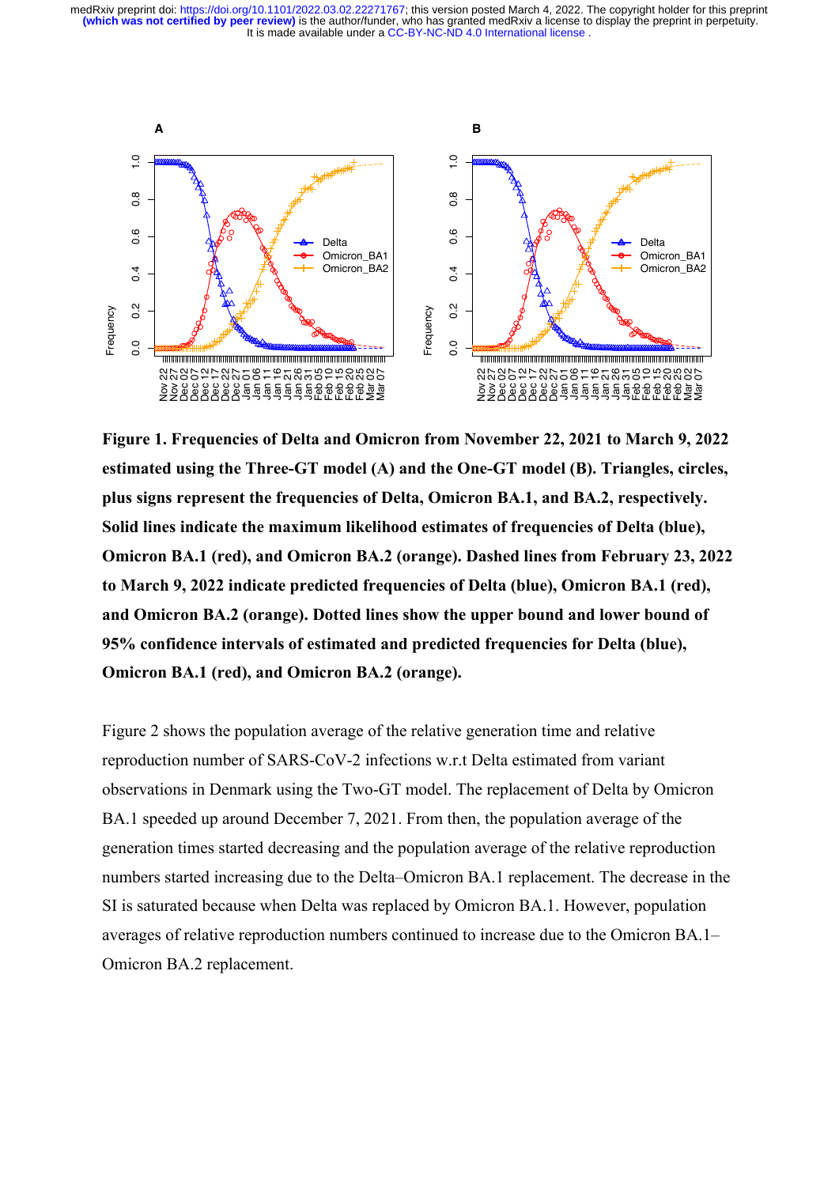**Figure 1. Frequencies of Delta and Omicron from November 22, 2021 to March 9, 2022 estimated using the Three-GT model (A) and the One-GT model (B). Triangles, circles, plus signs represent the frequencies of Delta, Omicron BA.1, and BA.2, respectively. Solid lines indicate the maximum likelihood estimates of frequencies of Delta (blue), Omicron BA.1 (red), and Omicron BA.2 (orange). Dashed lines from February 23, 2022 to March 9, 2022 indicate predicted frequencies of Delta (blue), Omicron BA.1 (red), and Omicron BA.2 (orange). Dotted lines show the upper bound and lower bound of 95% confidence intervals of estimated and predicted frequencies for Delta (blue), Omicron BA.1 (red), and Omicron BA.2 (orange).**

Figure 2 shows the population average of the relative generation time and relative reproduction number of SARS-CoV-2 infections w.r.t Delta estimated from variant observations in Denmark using the Two-GT model. The replacement of Delta by Omicron BA.1 speeded up around December 7, 2021. From then, the population average of the generation times started decreasing and the population average of the relative reproduction numbers started increasing due to the Delta–Omicron BA.1 replacement. The decrease in the SI is saturated because when Delta was replaced by Omicron BA.1. However, population averages of relative reproduction numbers continued to increase due to the Omicron BA.1–Omicron BA.2 replacement.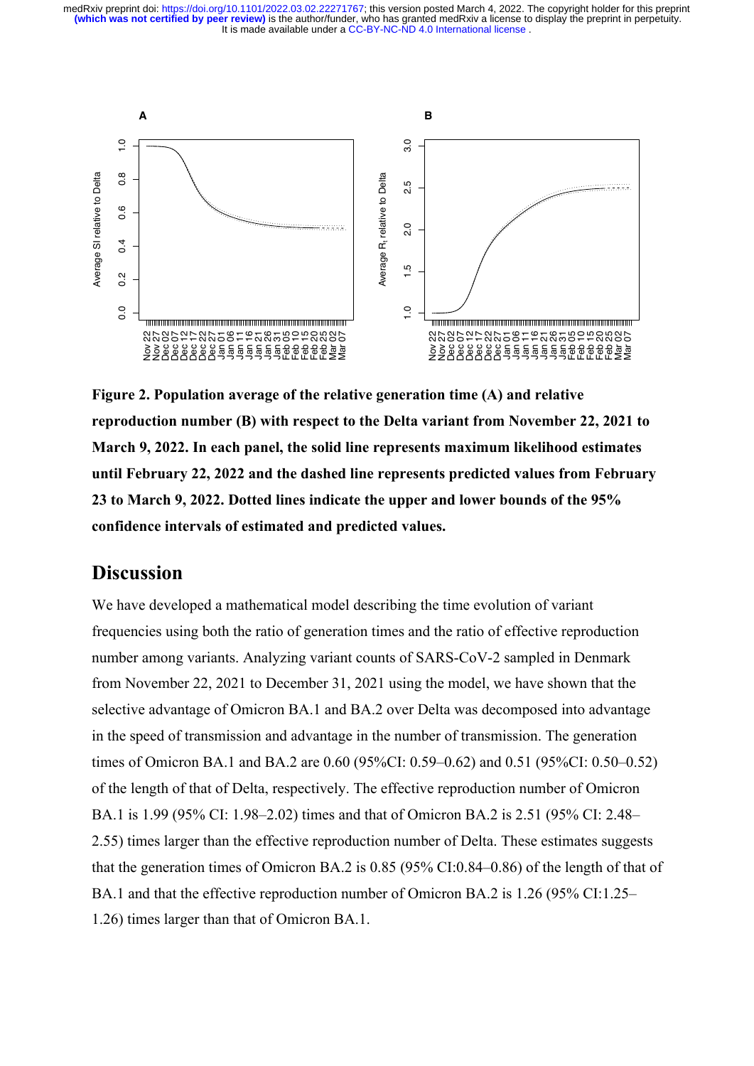**Figure 2. Population average of the relative generation time (A) and relative reproduction number (B) with respect to the Delta variant from November 22, 2021 to March 9, 2022. In each panel, the solid line represents maximum likelihood estimates until February 22, 2022 and the dashed line represents predicted values from February 23 to March 9, 2022. Dotted lines indicate the upper and lower bounds of the 95% confidence intervals of estimated and predicted values.**

## Discussion

We have developed a mathematical model describing the time evolution of variant frequencies using both the ratio of generation times and the ratio of effective reproduction number among variants. Analyzing variant counts of SARS-CoV-2 sampled in Denmark from November 22, 2021 to December 31, 2021 using the model, we have shown that the selective advantage of Omicron BA.1 and BA.2 over Delta was decomposed into advantage in the speed of transmission and advantage in the number of transmission. The generation times of Omicron BA.1 and BA.2 are 0.60 (95%CI: 0.59–0.62) and 0.51 (95%CI: 0.50–0.52) of the length of that of Delta, respectively. The effective reproduction number of Omicron BA.1 is 1.99 (95% CI: 1.98–2.02) times and that of Omicron BA.2 is 2.51 (95% CI: 2.48–2.55) times larger than the effective reproduction number of Delta. These estimates suggests that the generation times of Omicron BA.2 is 0.85 (95% CI:0.84–0.86) of the length of that of BA.1 and that the effective reproduction number of Omicron BA.2 is 1.26 (95% CI:1.25–1.26) times larger than that of Omicron BA.1.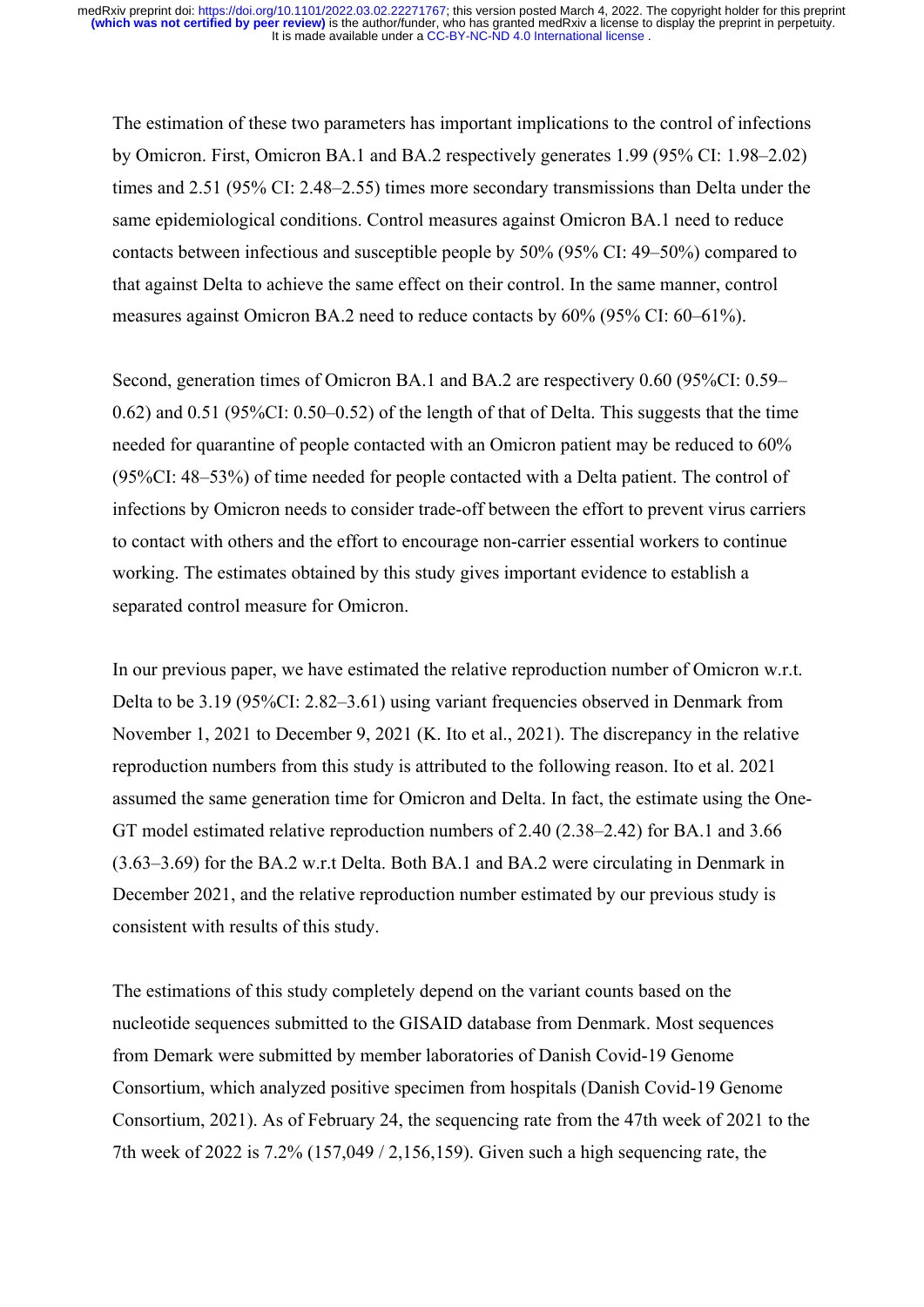The estimation of these two parameters has important implications to the control of infections by Omicron. First, Omicron BA.1 and BA.2 respectively generates 1.99 (95% CI: 1.98–2.02) times and 2.51 (95% CI: 2.48–2.55) times more secondary transmissions than Delta under the same epidemiological conditions. Control measures against Omicron BA.1 need to reduce contacts between infectious and susceptible people by 50% (95% CI: 49–50%) compared to that against Delta to achieve the same effect on their control. In the same manner, control measures against Omicron BA.2 need to reduce contacts by 60% (95% CI: 60–61%).

Second, generation times of Omicron BA.1 and BA.2 are respectivery 0.60 (95%CI: 0.59–0.62) and 0.51 (95%CI: 0.50–0.52) of the length of that of Delta. This suggests that the time needed for quarantine of people contacted with an Omicron patient may be reduced to 60% (95%CI: 48–53%) of time needed for people contacted with a Delta patient. The control of infections by Omicron needs to consider trade-off between the effort to prevent virus carriers to contact with others and the effort to encourage non-carrier essential workers to continue working. The estimates obtained by this study gives important evidence to establish a separated control measure for Omicron.

In our previous paper, we have estimated the relative reproduction number of Omicron w.r.t. Delta to be 3.19 (95%CI: 2.82–3.61) using variant frequencies observed in Denmark from November 1, 2021 to December 9, 2021 (K. Ito et al., 2021). The discrepancy in the relative reproduction numbers from this study is attributed to the following reason. Ito et al. 2021 assumed the same generation time for Omicron and Delta. In fact, the estimate using the One-GT model estimated relative reproduction numbers of 2.40 (2.38–2.42) for BA.1 and 3.66 (3.63–3.69) for the BA.2 w.r.t Delta. Both BA.1 and BA.2 were circulating in Denmark in December 2021, and the relative reproduction number estimated by our previous study is consistent with results of this study.

The estimations of this study completely depend on the variant counts based on the nucleotide sequences submitted to the GISAID database from Denmark. Most sequences from Demark were submitted by member laboratories of Danish Covid-19 Genome Consortium, which analyzed positive specimen from hospitals (Danish Covid-19 Genome Consortium, 2021). As of February 24, the sequencing rate from the 47th week of 2021 to the 7th week of 2022 is 7.2% (157,049 / 2,156,159). Given such a high sequencing rate, the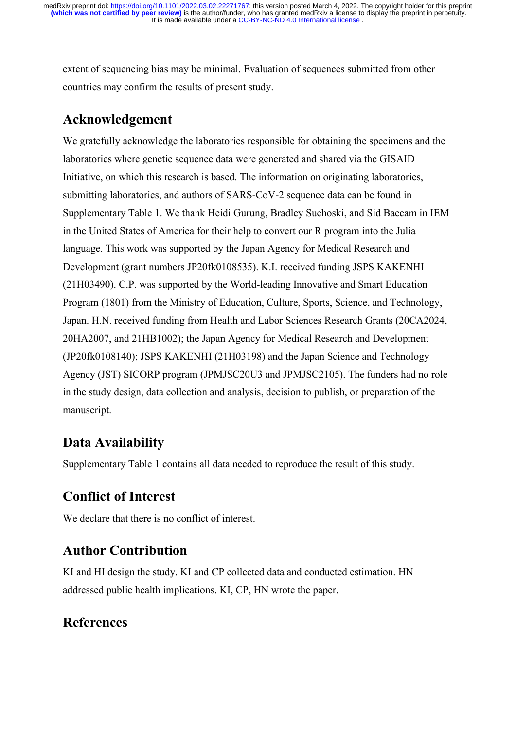extent of sequencing bias may be minimal. Evaluation of sequences submitted from other countries may confirm the results of present study.

## Acknowledgement

We gratefully acknowledge the laboratories responsible for obtaining the specimens and the laboratories where genetic sequence data were generated and shared via the GISAID Initiative, on which this research is based. The information on originating laboratories, submitting laboratories, and authors of SARS-CoV-2 sequence data can be found in Supplementary Table 1. We thank Heidi Gurung, Bradley Suchoski, and Sid Baccam in IEM in the United States of America for their help to convert our R program into the Julia language. This work was supported by the Japan Agency for Medical Research and Development (grant numbers JP20fk0108535). K.I. received funding JSPS KAKENHI (21H03490). C.P. was supported by the World-leading Innovative and Smart Education Program (1801) from the Ministry of Education, Culture, Sports, Science, and Technology, Japan. H.N. received funding from Health and Labor Sciences Research Grants (20CA2024, 20HA2007, and 21HB1002); the Japan Agency for Medical Research and Development (JP20fk0108140); JSPS KAKENHI (21H03198) and the Japan Science and Technology Agency (JST) SICORP program (JPMJSC20U3 and JPMJSC2105). The funders had no role in the study design, data collection and analysis, decision to publish, or preparation of the manuscript.

## Data Availability

Supplementary Table 1 contains all data needed to reproduce the result of this study.

## Conflict of Interest

We declare that there is no conflict of interest.

## Author Contribution

KI and HI design the study. KI and CP collected data and conducted estimation. HN addressed public health implications. KI, CP, HN wrote the paper.

## References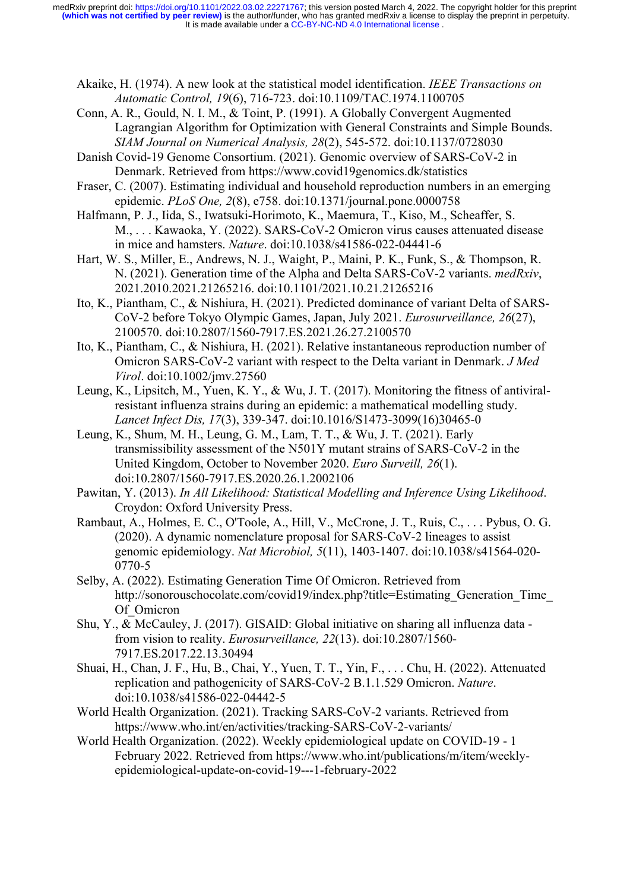Akaike, H. (1974). A new look at the statistical model identification. *IEEE Transactions on Automatic Control, 19*(6), 716-723. doi:10.1109/TAC.1974.1100705

Conn, A. R., Gould, N. I. M., & Toint, P. (1991). A Globally Convergent Augmented Lagrangian Algorithm for Optimization with General Constraints and Simple Bounds. *SIAM Journal on Numerical Analysis, 28*(2), 545-572. doi:10.1137/0728030

Danish Covid-19 Genome Consortium. (2021). Genomic overview of SARS-CoV-2 in Denmark. Retrieved from https://www.covid19genomics.dk/statistics

Fraser, C. (2007). Estimating individual and household reproduction numbers in an emerging epidemic. *PLoS One, 2*(8), e758. doi:10.1371/journal.pone.0000758

Halfmann, P. J., Iida, S., Iwatsuki-Horimoto, K., Maemura, T., Kiso, M., Scheaffer, S. M., . . . Kawaoka, Y. (2022). SARS-CoV-2 Omicron virus causes attenuated disease in mice and hamsters. *Nature*. doi:10.1038/s41586-022-04441-6

Hart, W. S., Miller, E., Andrews, N. J., Waight, P., Maini, P. K., Funk, S., & Thompson, R. N. (2021). Generation time of the Alpha and Delta SARS-CoV-2 variants. *medRxiv*, 2021.2010.2021.21265216. doi:10.1101/2021.10.21.21265216

Ito, K., Piantham, C., & Nishiura, H. (2021). Predicted dominance of variant Delta of SARS-CoV-2 before Tokyo Olympic Games, Japan, July 2021. *Eurosurveillance, 26*(27), 2100570. doi:10.2807/1560-7917.ES.2021.26.27.2100570

Ito, K., Piantham, C., & Nishiura, H. (2021). Relative instantaneous reproduction number of Omicron SARS-CoV-2 variant with respect to the Delta variant in Denmark. *J Med Virol*. doi:10.1002/jmv.27560

Leung, K., Lipsitch, M., Yuen, K. Y., & Wu, J. T. (2017). Monitoring the fitness of antiviral-resistant influenza strains during an epidemic: a mathematical modelling study. *Lancet Infect Dis, 17*(3), 339-347. doi:10.1016/S1473-3099(16)30465-0

Leung, K., Shum, M. H., Leung, G. M., Lam, T. T., & Wu, J. T. (2021). Early transmissibility assessment of the N501Y mutant strains of SARS-CoV-2 in the United Kingdom, October to November 2020. *Euro Surveill, 26*(1). doi:10.2807/1560-7917.ES.2020.26.1.2002106

Pawitan, Y. (2013). *In All Likelihood: Statistical Modelling and Inference Using Likelihood*. Croydon: Oxford University Press.

Rambaut, A., Holmes, E. C., O'Toole, A., Hill, V., McCrone, J. T., Ruis, C., . . . Pybus, O. G. (2020). A dynamic nomenclature proposal for SARS-CoV-2 lineages to assist genomic epidemiology. *Nat Microbiol, 5*(11), 1403-1407. doi:10.1038/s41564-020-0770-5

Selby, A. (2022). Estimating Generation Time Of Omicron. Retrieved from http://sonorouschocolate.com/covid19/index.php?title=Estimating_Generation_Time_Of_Omicron

Shu, Y., & McCauley, J. (2017). GISAID: Global initiative on sharing all influenza data - from vision to reality. *Eurosurveillance, 22*(13). doi:10.2807/1560-7917.ES.2017.22.13.30494

Shuai, H., Chan, J. F., Hu, B., Chai, Y., Yuen, T. T., Yin, F., . . . Chu, H. (2022). Attenuated replication and pathogenicity of SARS-CoV-2 B.1.1.529 Omicron. *Nature*. doi:10.1038/s41586-022-04442-5

World Health Organization. (2021). Tracking SARS-CoV-2 variants. Retrieved from https://www.who.int/en/activities/tracking-SARS-CoV-2-variants/

World Health Organization. (2022). Weekly epidemiological update on COVID-19 - 1 February 2022. Retrieved from https://www.who.int/publications/m/item/weekly-epidemiological-update-on-covid-19---1-february-2022